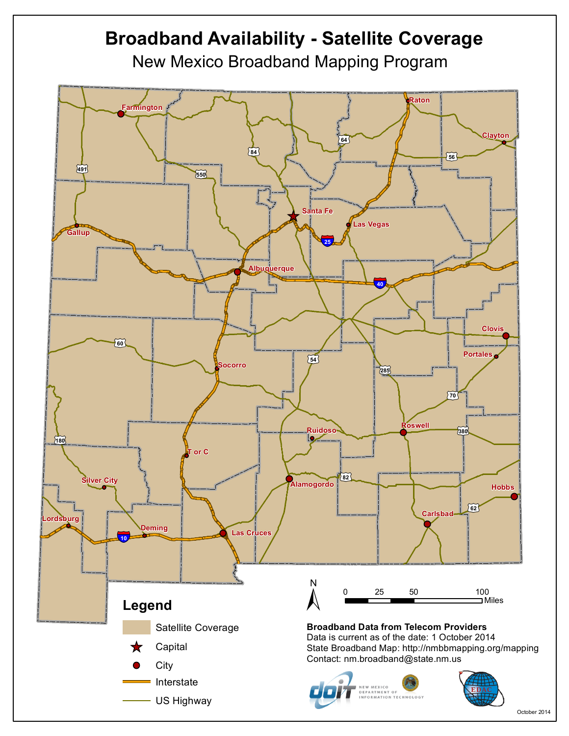# Broadband Availability - Satellite Coverage

## New Mexico Broadband Mapping Program

Farmington
Raton
Clayton
Santa Fe
Las Vegas
Gallup
Albuquerque
Clovis
Portales
Socorro
Roswell
Ruidoso
T or C
Silver City
Alamogordo
Hobbs
Carlsbad
Lordsburg
Deming
Las Cruces

64
84
56
491
550
25
40
60
54
285
70
380
180
82
62
10

N

0 25 50 100 Miles

## Legend

- Satellite Coverage
- Capital
- City
- Interstate
- US Highway

**Broadband Data from Telecom Providers**
Data is current as of the date: 1 October 2014
State Broadband Map: http://nmbbmapping.org/mapping
Contact: nm.broadband@state.nm.us

doit NEW MEXICO DEPARTMENT OF INFORMATION TECHNOLOGY

EDAC

October 2014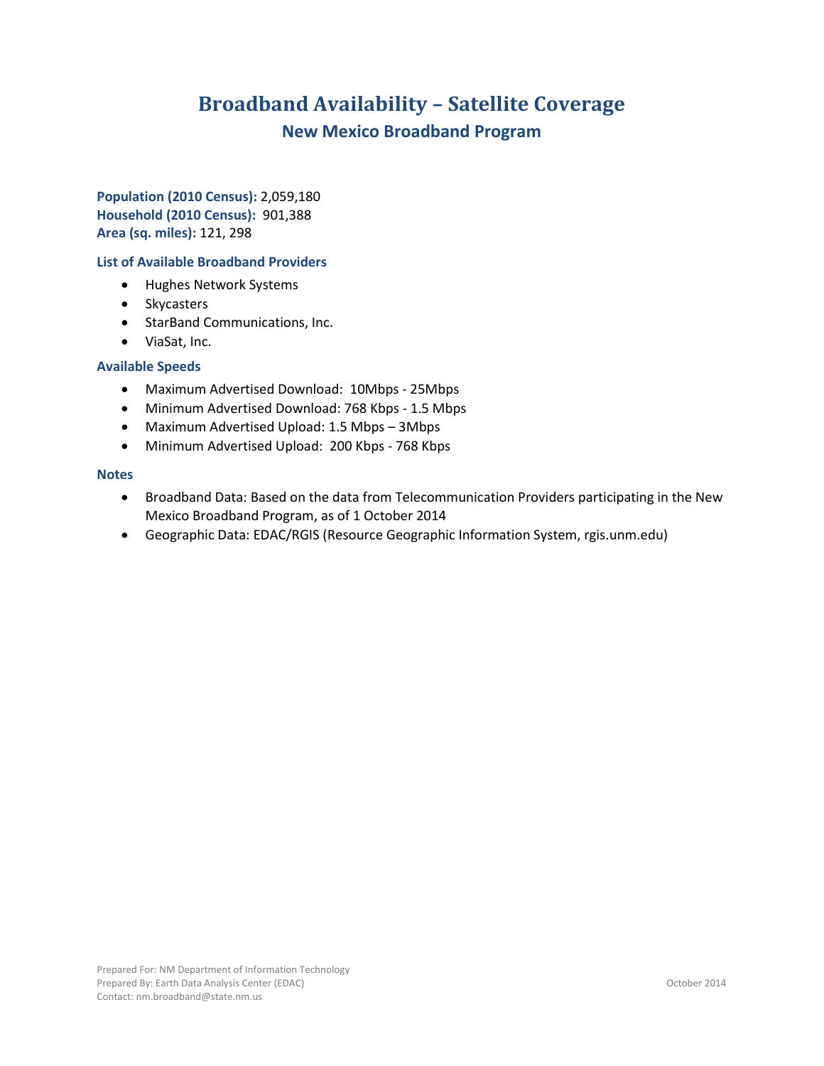# Broadband Availability – Satellite Coverage

## New Mexico Broadband Program

**Population (2010 Census):** 2,059,180
**Household (2010 Census):** 901,388
**Area (sq. miles):** 121, 298

### List of Available Broadband Providers

- Hughes Network Systems
- Skycasters
- StarBand Communications, Inc.
- ViaSat, Inc.

### Available Speeds

- Maximum Advertised Download: 10Mbps - 25Mbps
- Minimum Advertised Download: 768 Kbps - 1.5 Mbps
- Maximum Advertised Upload: 1.5 Mbps – 3Mbps
- Minimum Advertised Upload: 200 Kbps - 768 Kbps

### Notes

- Broadband Data: Based on the data from Telecommunication Providers participating in the New Mexico Broadband Program, as of 1 October 2014
- Geographic Data: EDAC/RGIS (Resource Geographic Information System, rgis.unm.edu)

Prepared For: NM Department of Information Technology
Prepared By: Earth Data Analysis Center (EDAC)
Contact: nm.broadband@state.nm.us

October 2014